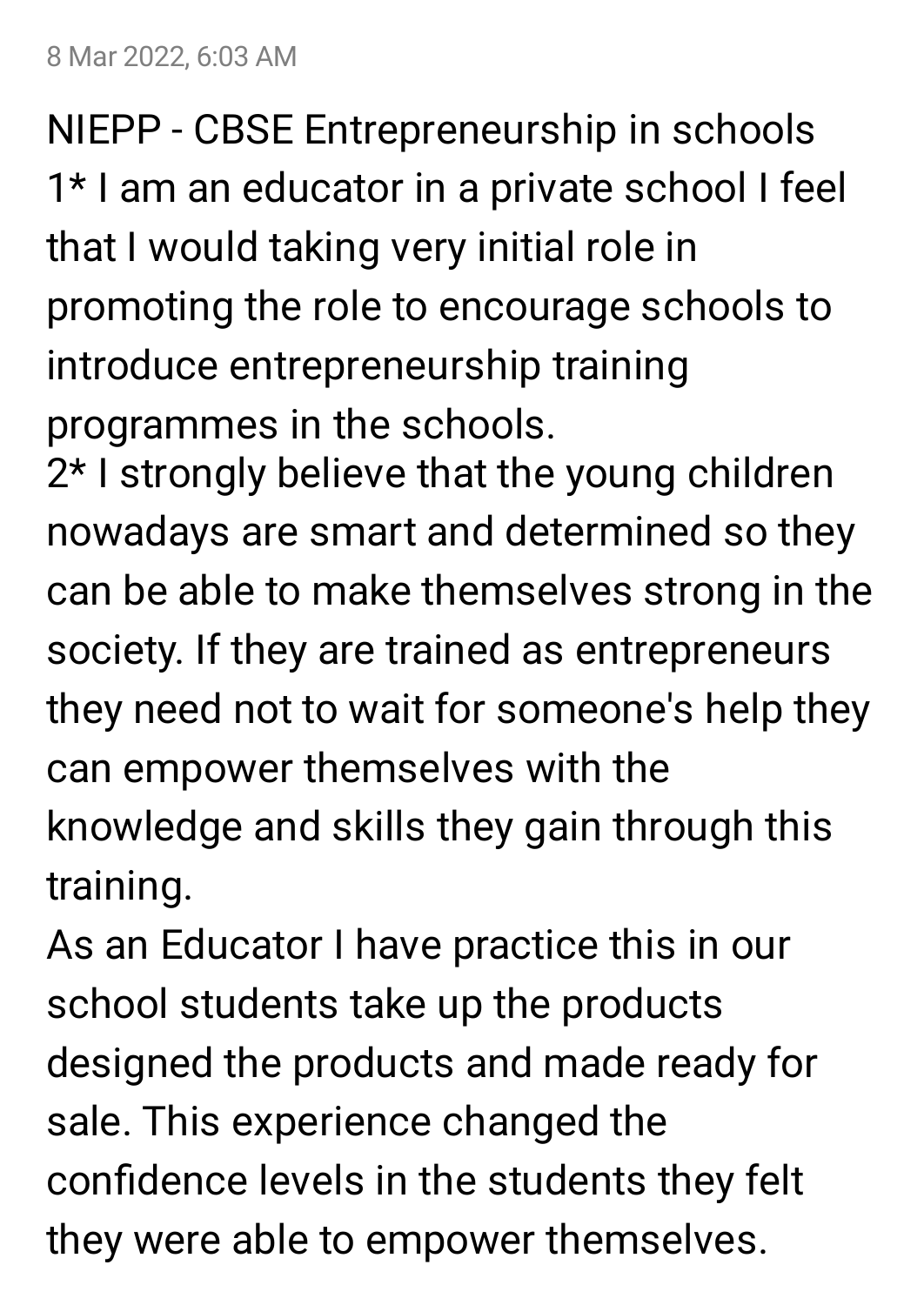8 Mar 2022, 6:03 AM

NIEPP - CBSE Entrepreneurship in schools

1* I am an educator in a private school I feel that I would taking very initial role in promoting the role to encourage schools to introduce entrepreneurship training programmes in the schools.

2* I strongly believe that the young children nowadays are smart and determined so they can be able to make themselves strong in the society. If they are trained as entrepreneurs they need not to wait for someone's help they can empower themselves with the knowledge and skills they gain through this training.

As an Educator I have practice this in our school students take up the products designed the products and made ready for sale. This experience changed the confidence levels in the students they felt they were able to empower themselves.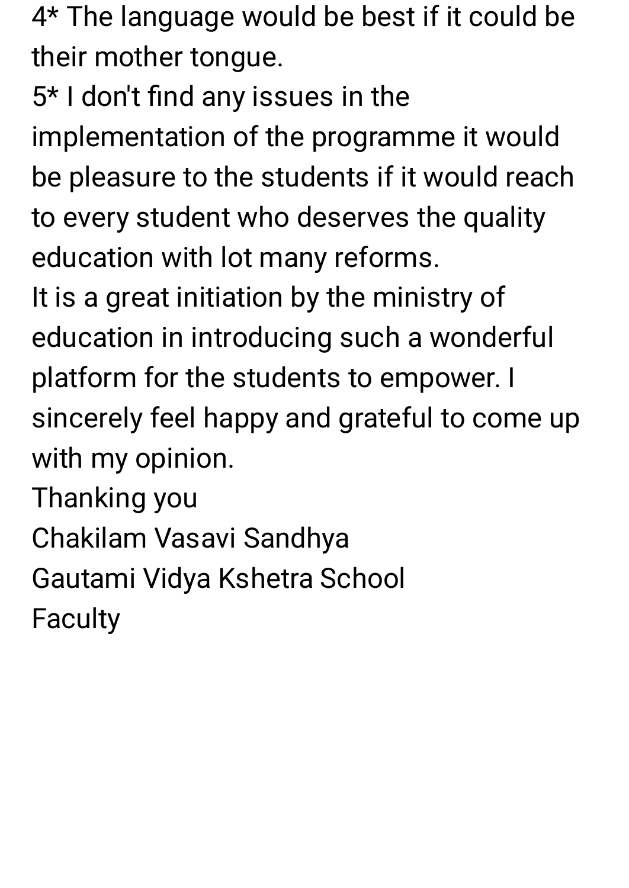4* The language would be best if it could be their mother tongue.

5* I don't find any issues in the implementation of the programme it would be pleasure to the students if it would reach to every student who deserves the quality education with lot many reforms.

It is a great initiation by the ministry of education in introducing such a wonderful platform for the students to empower. I sincerely feel happy and grateful to come up with my opinion.

Thanking you

Chakilam Vasavi Sandhya

Gautami Vidya Kshetra School

Faculty